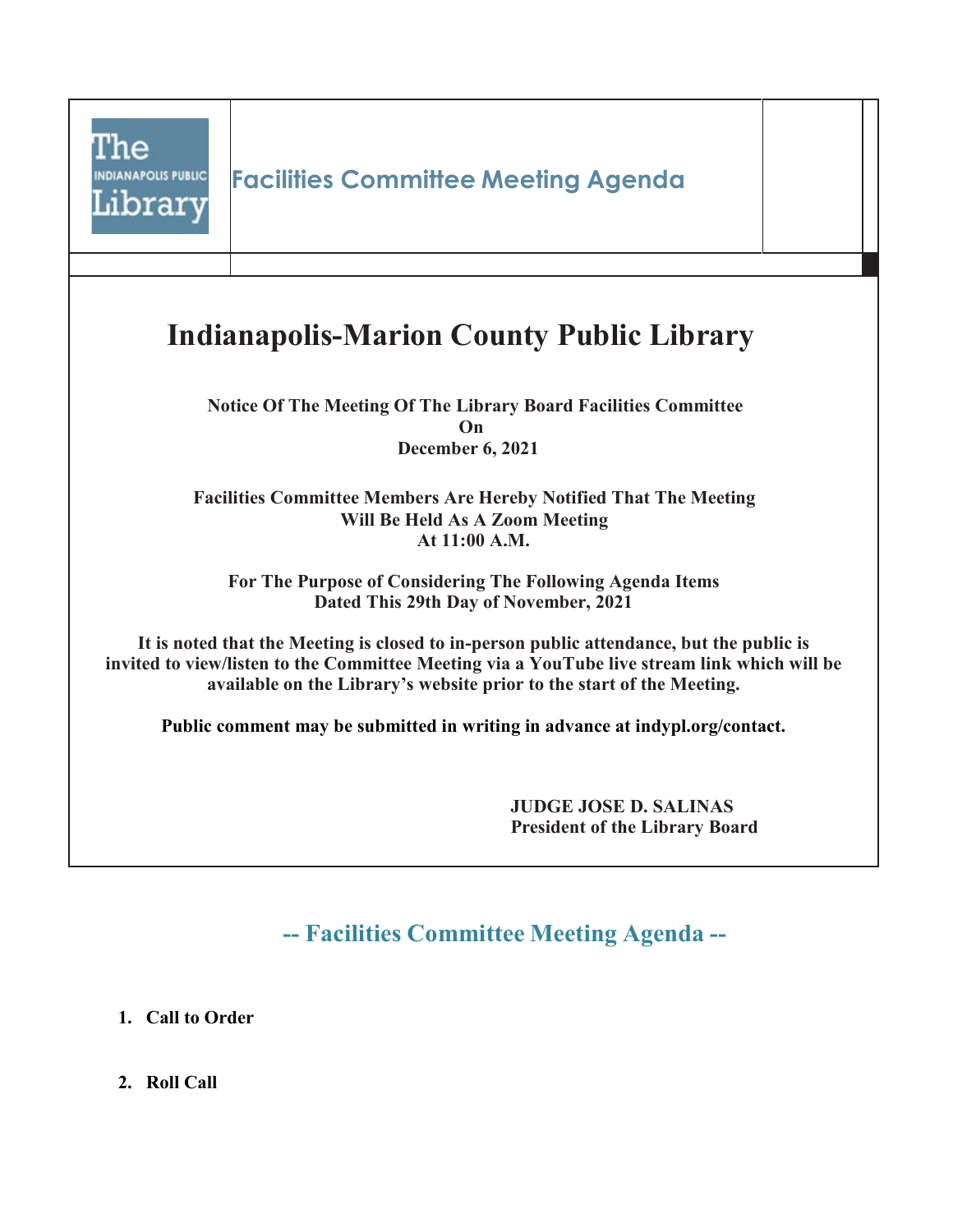# Facilities Committee Meeting Agenda

## Indianapolis-Marion County Public Library

**Notice Of The Meeting Of The Library Board Facilities Committee**
**On**
**December 6, 2021**

**Facilities Committee Members Are Hereby Notified That The Meeting**
**Will Be Held As A Zoom Meeting**
**At 11:00 A.M.**

**For The Purpose of Considering The Following Agenda Items**
**Dated This 29th Day of November, 2021**

**It is noted that the Meeting is closed to in-person public attendance, but the public is invited to view/listen to the Committee Meeting via a YouTube live stream link which will be available on the Library's website prior to the start of the Meeting.**

**Public comment may be submitted in writing in advance at indypl.org/contact.**

**JUDGE JOSE D. SALINAS**
**President of the Library Board**

## -- Facilities Committee Meeting Agenda --

1. **Call to Order**

2. **Roll Call**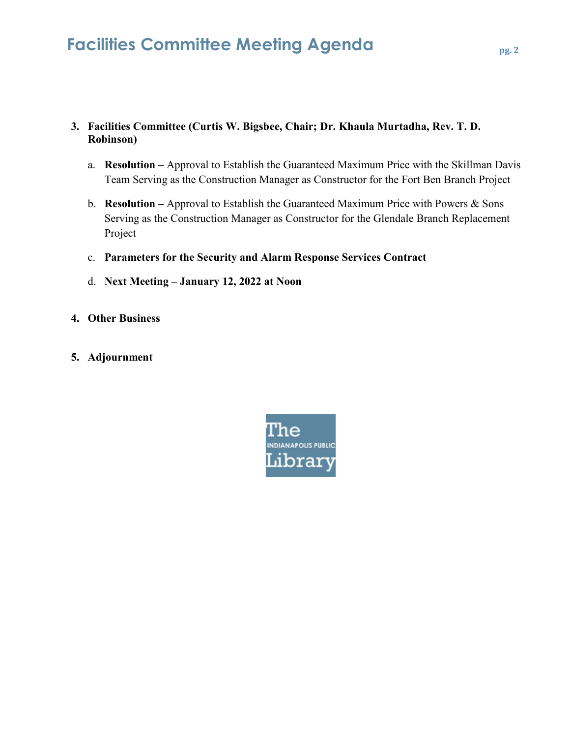3. **Facilities Committee (Curtis W. Bigsbee, Chair; Dr. Khaula Murtadha, Rev. T. D. Robinson)**

   a. **Resolution –** Approval to Establish the Guaranteed Maximum Price with the Skillman Davis Team Serving as the Construction Manager as Constructor for the Fort Ben Branch Project

   b. **Resolution –** Approval to Establish the Guaranteed Maximum Price with Powers & Sons Serving as the Construction Manager as Constructor for the Glendale Branch Replacement Project

   c. **Parameters for the Security and Alarm Response Services Contract**

   d. **Next Meeting – January 12, 2022 at Noon**

4. **Other Business**

5. **Adjournment**

The INDIANAPOLIS PUBLIC Library